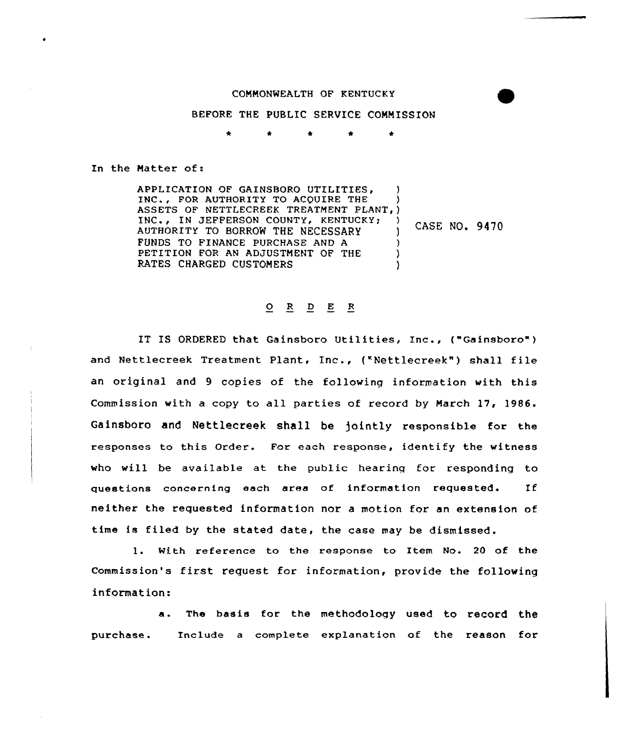COMMONWEALTH OF KENTUCKY

BEFORE THE PUBLIC SERVICE COMMISSION

\* \* \* \* \*

In the Matter of:

APPLICATION OF GAINSBORO UTILITIES, INC., FOR AUTHORITY TO ACQUIRE THE ASSETS OF NETTLECREEK TREATMENT PLANT, INC., IN JEFFERSON COUNTY, KENTUCKY; AUTHORITY TO BORROW THE NECESSARY FUNDS TO FINANCE PURCHASE AND A PETITION FOR AN ADJUSTMENT OF THE RATES CHARGED CUSTOMERS ) CASE NO. 9470

# O R D E R

IT IS ORDERED that Gainsboro Utilities, Inc., ("Gainsboro") and Nettlecreek Treatment Plant, Inc., ("Nettlecreek") shall file an original and 9 copies of the following information with this Commission with a copy to all parties of record by March 17, 1986. Gainsboro and Nettlecreek shall be jointly responsible for the responses to this Order. For each response, identify the witness who will be available at the public hearing for responding to questions concerning each area of information requested. If neither the requested information nor a motion for an extension of time is filed by the stated date, the case may be dismissed.

1. With reference to the response to Item No. 20 of the Commission's first request for information, provide the following information:

a. The basis for the methodology used to record the purchase. Include a complete explanation of the reason for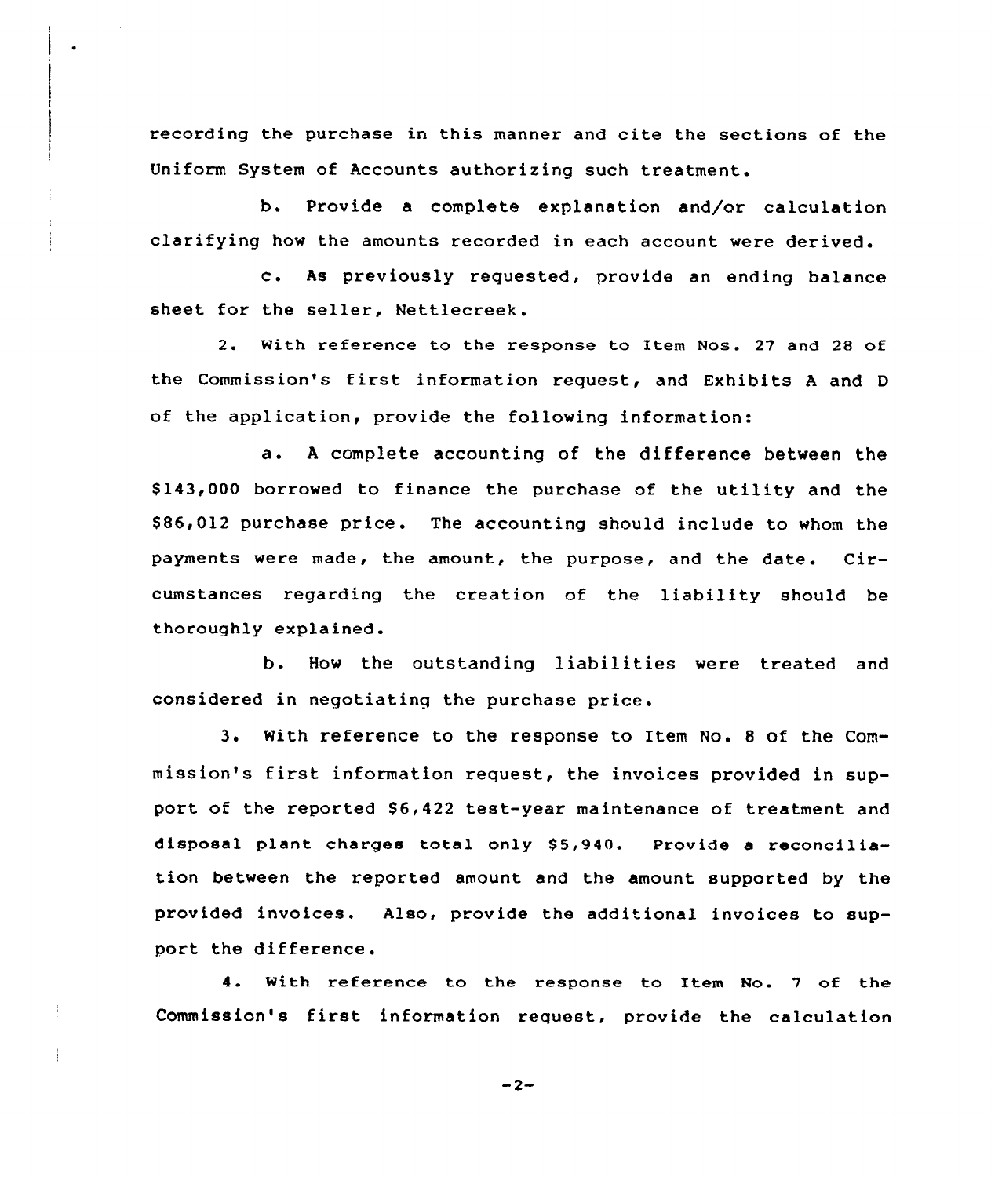recording the purchase in this manner and cite the sections of the Uniform System of Accounts authorizing such treatment.

b. Provide a complete explanation and/or calculation clarifying how the amounts recorded in each account were derived.

c. As previously requested, provide an ending balance sheet for the seller, Nettlecreek.

2. With reference to the response to Item Nos. 27 and 28 of the Commission's first information request, and Exhibits A and D of the application, provide the following information:

a. A complete accounting of the difference between the $143,000 borrowed to finance the purchase of the utility and the $86,012 purchase price. The accounting should include to whom the payments were made, the amount, the purpose, and the date. Circumstances regarding the creation of the liability should be thoroughly explained.

b. How the outstanding liabilities were treated and considered in negotiating the purchase price.

3. With reference to the response to Item No. 8 of the Commission's first information request, the invoices provided in support of the reported $6,422 test-year maintenance of treatment and disposal plant charges total only $5,940. Provide a reconciliation between the reported amount and the amount supported by the provided invoices. Also, provide the additional invoices to support the difference.

4. With reference to the response to Item No. 7 of the Commission's first information request, provide the calculation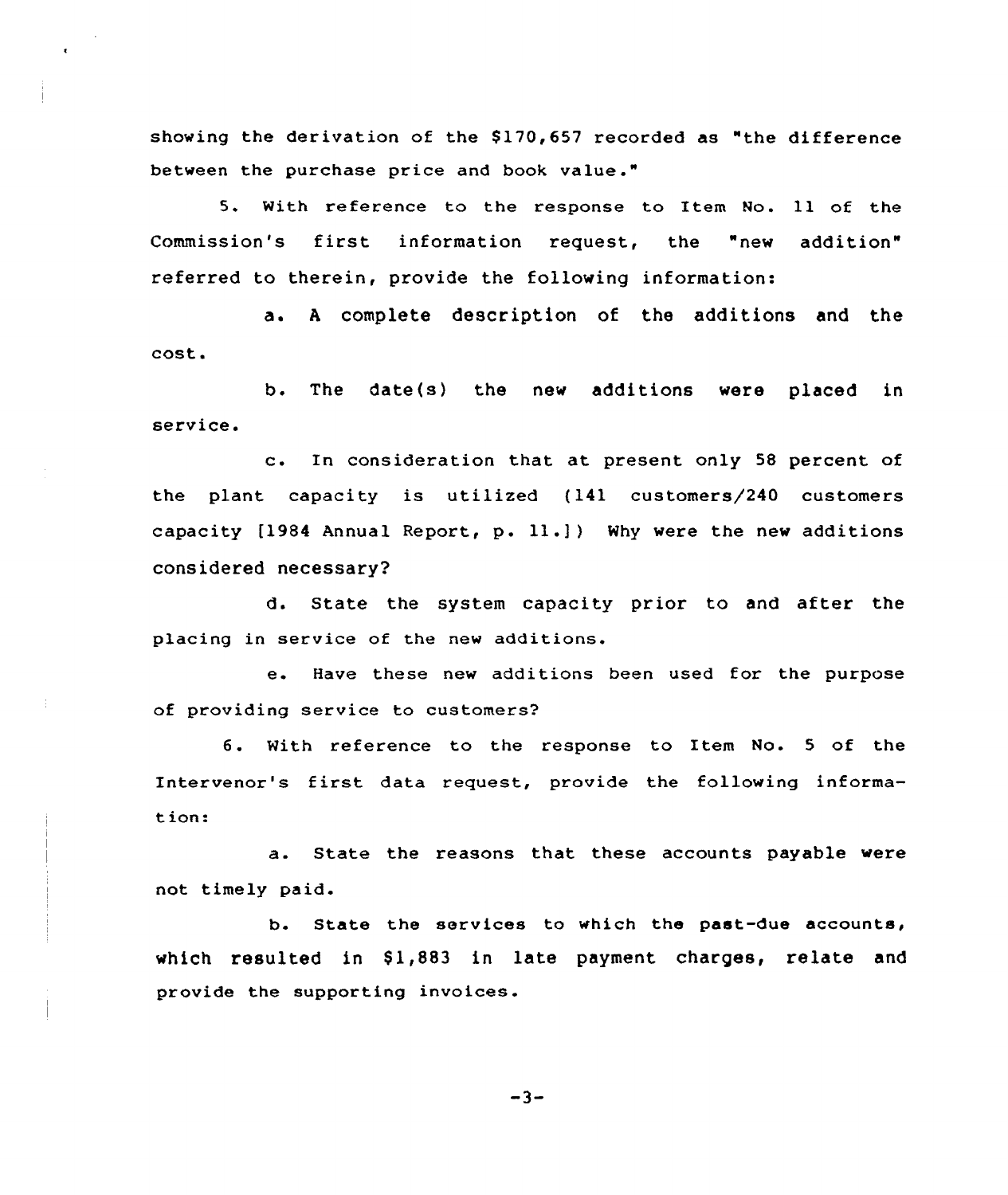showing the derivation of the $170,657 recorded as "the difference between the purchase price and book value."

5. With reference to the response to Item No. 11 of the Commission's first information request, the "new addition" referred to therein, provide the following information:

a. A complete description of the additions and the cost.

b. The date(s) the new additions were placed in service.

c. In consideration that at present only 58 percent of the plant capacity is utilized (141 customers/240 customers capacity [1984 Annual Report, p. 11.]) Why were the new additions considered necessary?

d. State the system capacity prior to and after the placing in service of the new additions.

e. Have these new additions been used for the purpose of providing service to customers?

6. With reference to the response to Item No. 5 of the Intervenor's first data request, provide the following information:

a. State the reasons that these accounts payable were not timely paid.

b. State the services to which the past-due accounts, which resulted in $1,883 in late payment charges, relate and provide the supporting invoices.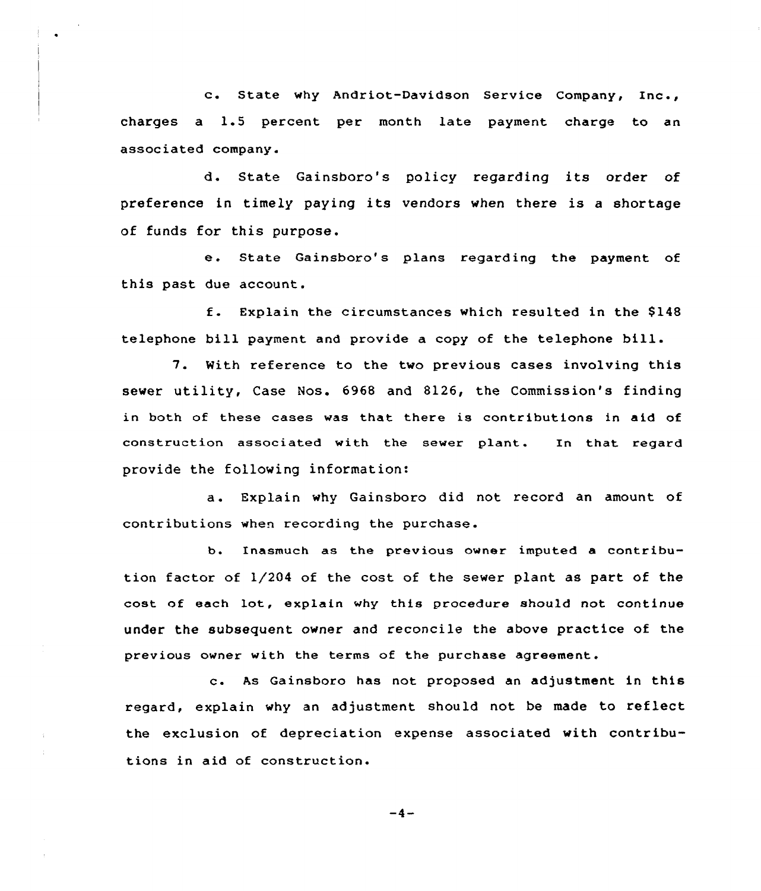c. State why Andriot-Davidson Service Company, Inc., charges a 1.5 percent per month late payment charge to an associated company.

d. State Gainsboro's policy regarding its order of preference in timely paying its vendors when there is a shortage of funds for this purpose.

e. State Gainsboro's plans regarding the payment of this past due account.

f. Explain the circumstances which resulted in the $148 telephone bill payment and provide a copy of the telephone bill.

7. With reference to the two previous cases involving this sewer utility, Case Nos. 6968 and 8126, the Commission's finding in both of these cases was that there is contributions in aid of construction associated with the sewer plant. In that regard provide the following information:

a. Explain why Gainsboro did not record an amount of contributions when recording the purchase.

b. Inasmuch as the previous owner imputed a contribution factor of 1/204 of the cost of the sewer plant as part of the cost of each lot, explain why this procedure should not continue under the subsequent owner and reconcile the above practice of the previous owner with the terms of the purchase agreement.

c. As Gainsboro has not proposed an adjustment in this regard, explain why an adjustment should not be made to reflect the exclusion of depreciation expense associated with contributions in aid of construction.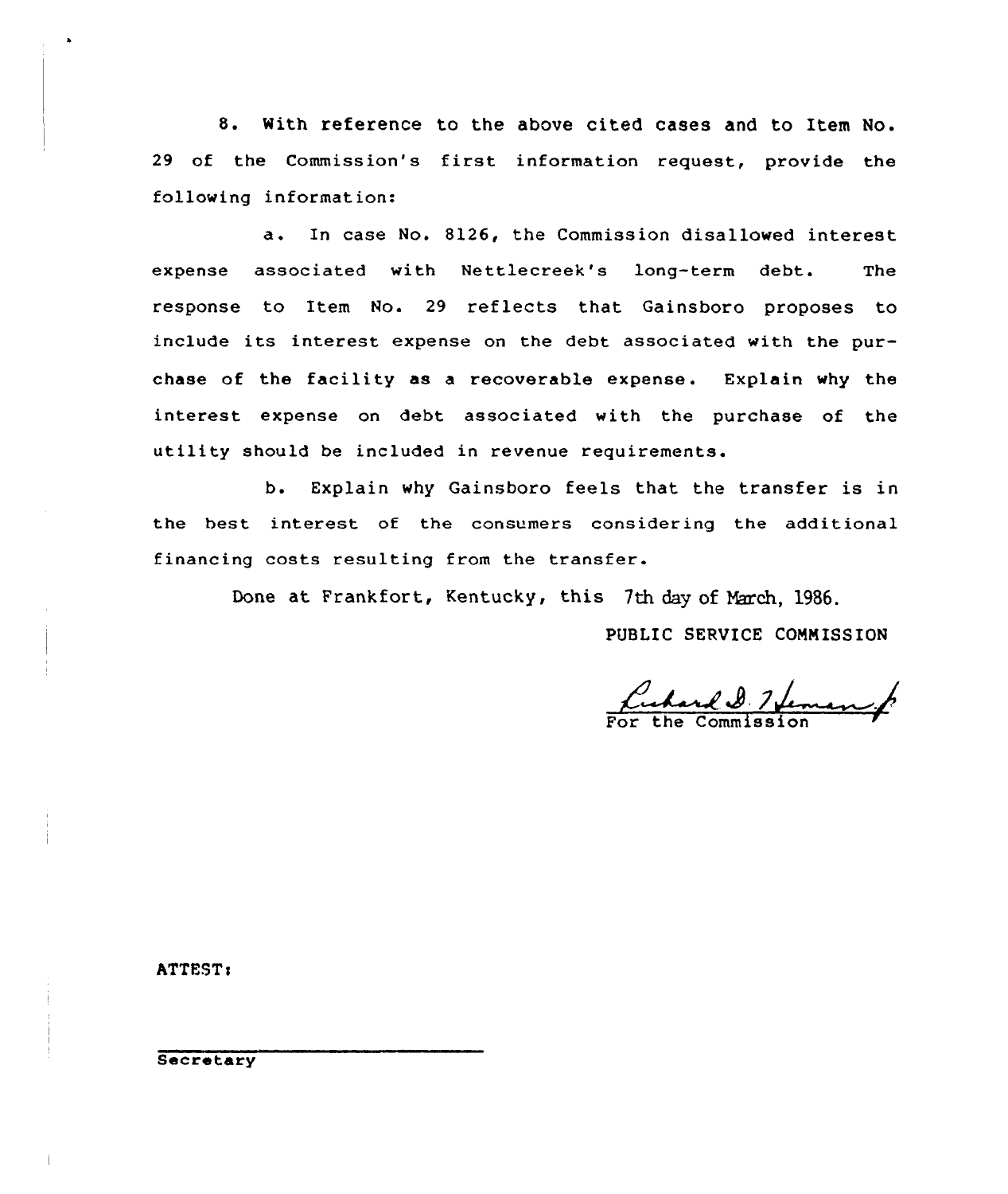8. With reference to the above cited cases and to Item No. 29 of the Commission's first information request, provide the following information:

a. In case No. 8126, the Commission disallowed interest expense associated with Nettlecreek's long-term debt. The response to Item No. 29 reflects that Gainsboro proposes to include its interest expense on the debt associated with the purchase of the facility as a recoverable expense. Explain why the interest expense on debt associated with the purchase of the utility should be included in revenue requirements.

b. Explain why Gainsboro feels that the transfer is in the best interest of the consumers considering the additional financing costs resulting from the transfer.

Done at Frankfort, Kentucky, this 7th day of March, 1986.

PUBLIC SERVICE COMMISSION

Richard D. Heman, Jr.
For the Commission

ATTEST:

Secretary